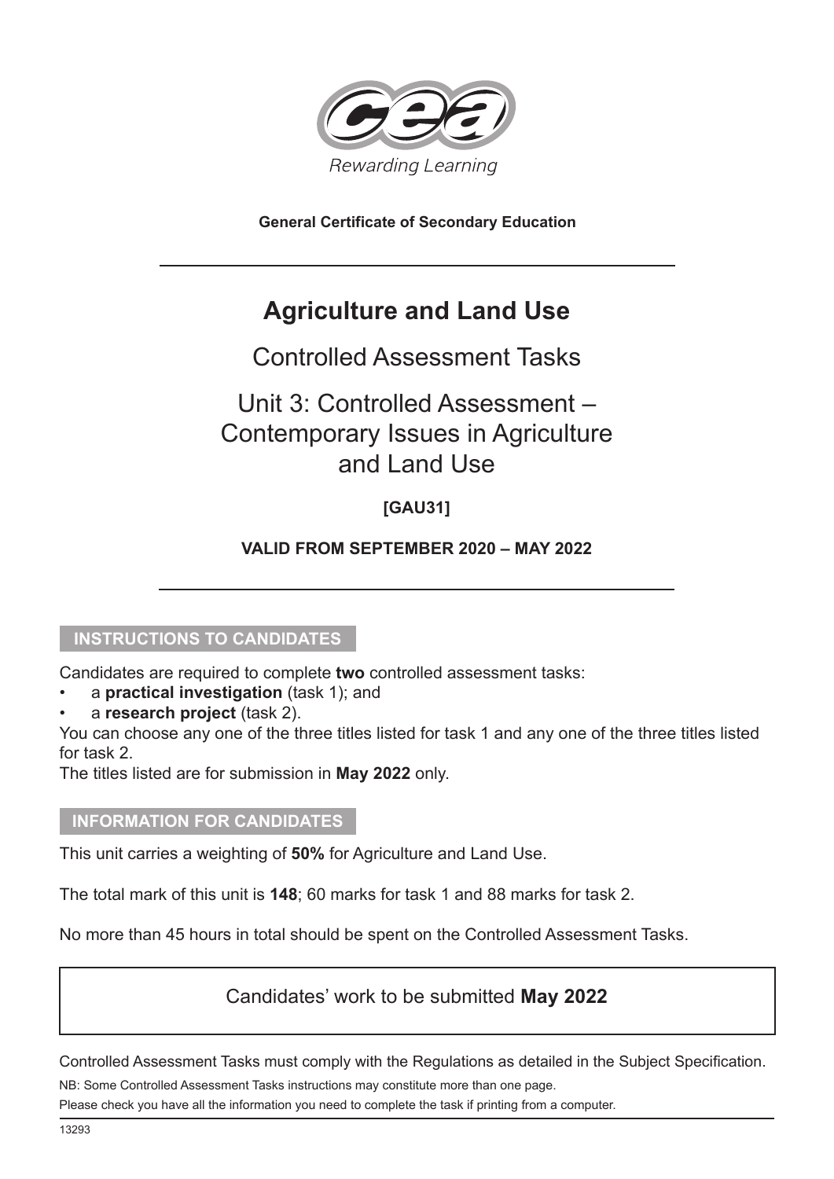Rewarding Learning

**General Certificate of Secondary Education**

# Agriculture and Land Use

## Controlled Assessment Tasks

## Unit 3: Controlled Assessment – Contemporary Issues in Agriculture and Land Use

**[GAU31]**

**VALID FROM SEPTEMBER 2020 – MAY 2022**

### INSTRUCTIONS TO CANDIDATES

Candidates are required to complete **two** controlled assessment tasks:

- a **practical investigation** (task 1); and
- a **research project** (task 2).

You can choose any one of the three titles listed for task 1 and any one of the three titles listed for task 2.

The titles listed are for submission in **May 2022** only.

### INFORMATION FOR CANDIDATES

This unit carries a weighting of **50%** for Agriculture and Land Use.

The total mark of this unit is **148**; 60 marks for task 1 and 88 marks for task 2.

No more than 45 hours in total should be spent on the Controlled Assessment Tasks.

Candidates' work to be submitted **May 2022**

Controlled Assessment Tasks must comply with the Regulations as detailed in the Subject Specification.

NB: Some Controlled Assessment Tasks instructions may constitute more than one page.

Please check you have all the information you need to complete the task if printing from a computer.

13293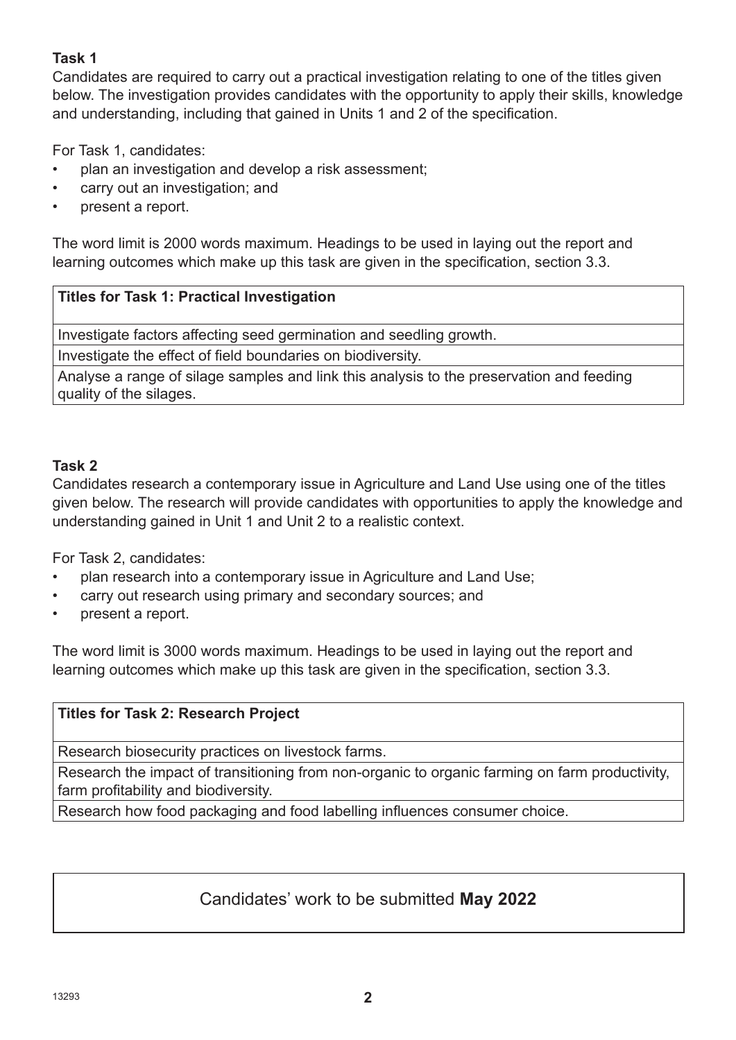**Task 1**

Candidates are required to carry out a practical investigation relating to one of the titles given below. The investigation provides candidates with the opportunity to apply their skills, knowledge and understanding, including that gained in Units 1 and 2 of the specification.

For Task 1, candidates:

- plan an investigation and develop a risk assessment;
- carry out an investigation; and
- present a report.

The word limit is 2000 words maximum. Headings to be used in laying out the report and learning outcomes which make up this task are given in the specification, section 3.3.

| **Titles for Task 1: Practical Investigation** |
| --- |
| Investigate factors affecting seed germination and seedling growth. |
| Investigate the effect of field boundaries on biodiversity. |
| Analyse a range of silage samples and link this analysis to the preservation and feeding quality of the silages. |

**Task 2**

Candidates research a contemporary issue in Agriculture and Land Use using one of the titles given below. The research will provide candidates with opportunities to apply the knowledge and understanding gained in Unit 1 and Unit 2 to a realistic context.

For Task 2, candidates:

- plan research into a contemporary issue in Agriculture and Land Use;
- carry out research using primary and secondary sources; and
- present a report.

The word limit is 3000 words maximum. Headings to be used in laying out the report and learning outcomes which make up this task are given in the specification, section 3.3.

| **Titles for Task 2: Research Project** |
| --- |
| Research biosecurity practices on livestock farms. |
| Research the impact of transitioning from non-organic to organic farming on farm productivity, farm profitability and biodiversity. |
| Research how food packaging and food labelling influences consumer choice. |

Candidates' work to be submitted **May 2022**